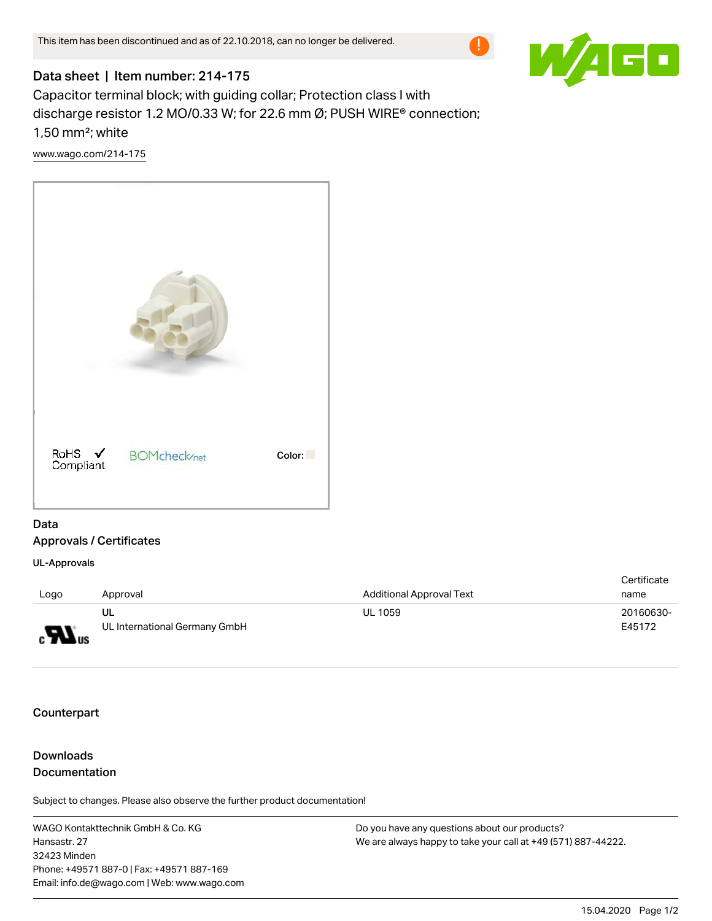This item has been discontinued and as of 22.10.2018, can no longer be delivered.

# Data sheet | Item number: 214-175

Capacitor terminal block; with guiding collar; Protection class I with discharge resistor 1.2 MΩ/0.33 W; for 22.6 mm Ø; PUSH WIRE® connection; 1,50 mm²; white

www.wago.com/214-175

RoHS ✓ Compliant

BOMcheck.net

Color:

## Data

## Approvals / Certificates

### UL-Approvals

| Logo | Approval | Additional Approval Text | Certificate name |
|---|---|---|---|
| | UL<br>UL International Germany GmbH | UL 1059 | 20160630-E45172 |

## Counterpart

## Downloads

## Documentation

Subject to changes. Please also observe the further product documentation!

WAGO Kontakttechnik GmbH & Co. KG
Hansastr. 27
32423 Minden
Phone: +49571 887-0 | Fax: +49571 887-169
Email: info.de@wago.com | Web: www.wago.com

Do you have any questions about our products?
We are always happy to take your call at +49 (571) 887-44222.

15.04.2020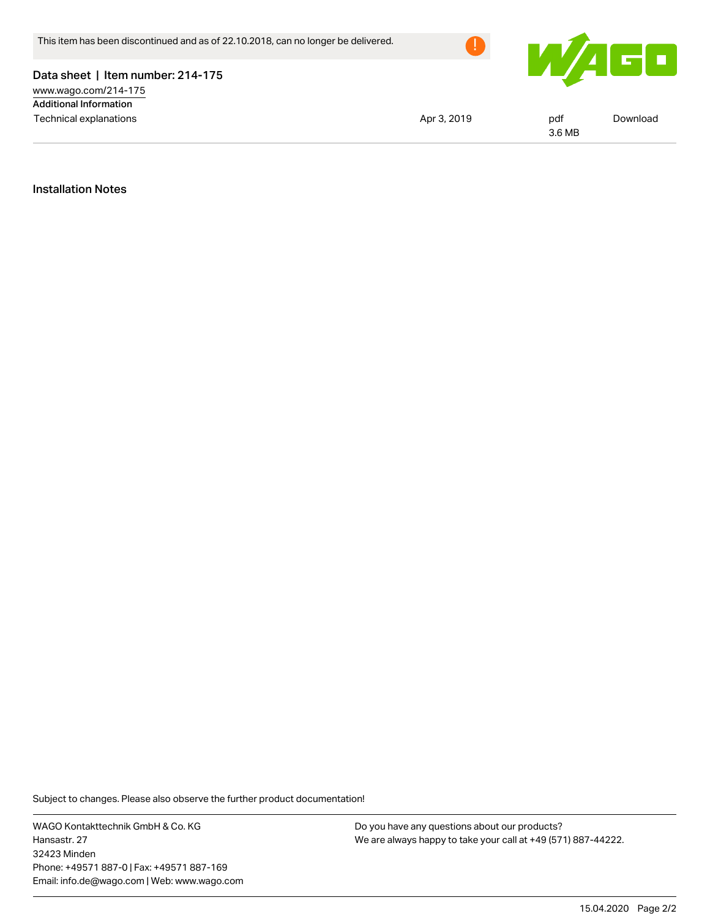This item has been discontinued and as of 22.10.2018, can no longer be delivered.

Data sheet | Item number: 214-175

www.wago.com/214-175

Additional Information

| | | | |
|---|---|---|---|
| Technical explanations | Apr 3, 2019 | pdf 3.6 MB | Download |

## Installation Notes

Subject to changes. Please also observe the further product documentation!

WAGO Kontakttechnik GmbH & Co. KG
Hansastr. 27
32423 Minden
Phone: +49571 887-0 | Fax: +49571 887-169
Email: info.de@wago.com | Web: www.wago.com

Do you have any questions about our products?
We are always happy to take your call at +49 (571) 887-44222.

15.04.2020